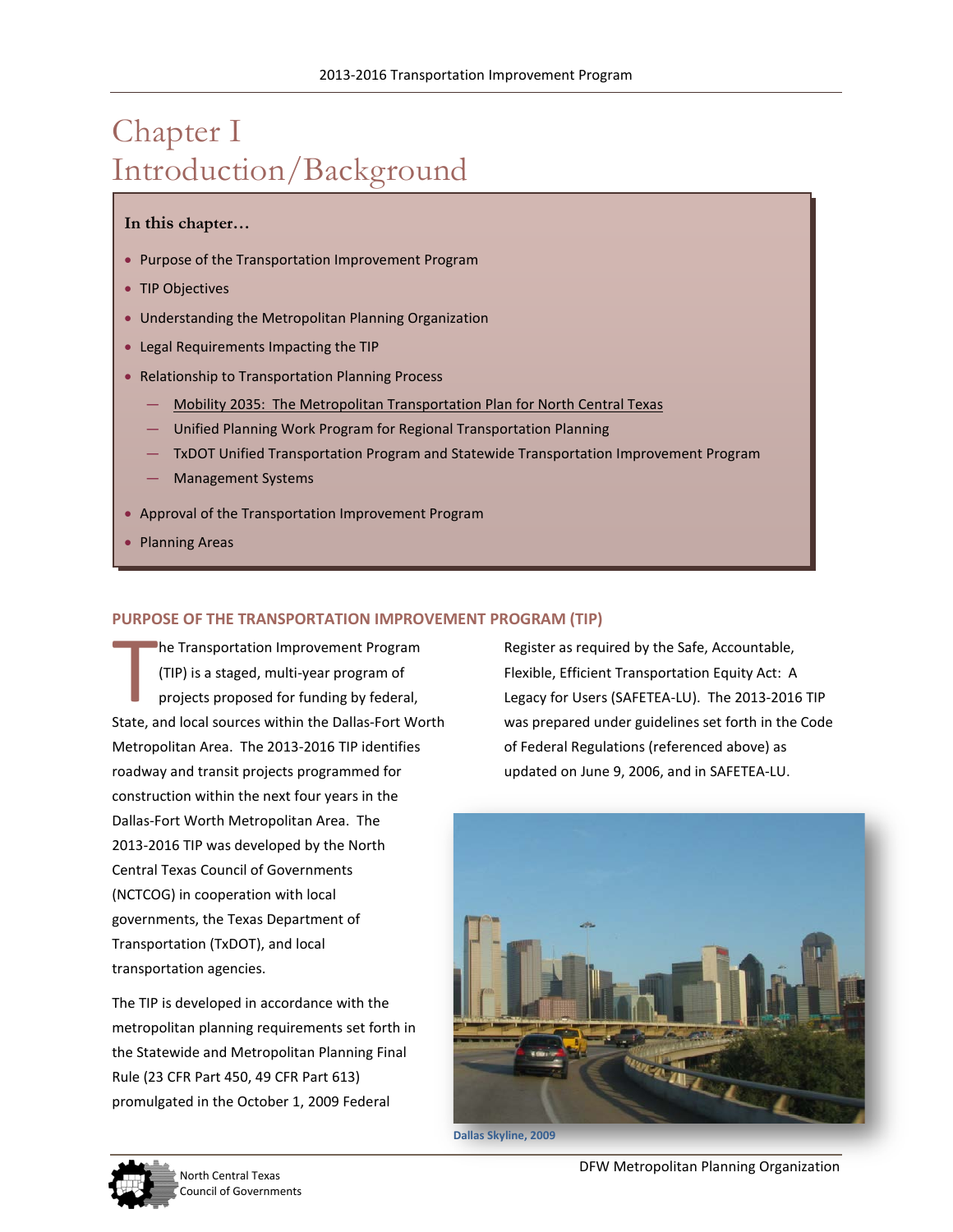# Chapter I Introduction/Background

**In this chapter…**

- Purpose of the Transportation Improvement Program
- TIP Objectives
- Understanding the Metropolitan Planning Organization
- Legal Requirements Impacting the TIP
- Relationship to Transportation Planning Process
  - Mobility 2035: The Metropolitan Transportation Plan for North Central Texas
  - Unified Planning Work Program for Regional Transportation Planning
  - TxDOT Unified Transportation Program and Statewide Transportation Improvement Program
  - Management Systems
- Approval of the Transportation Improvement Program
- Planning Areas

## PURPOSE OF THE TRANSPORTATION IMPROVEMENT PROGRAM (TIP)

The Transportation Improvement Program (TIP) is a staged, multi-year program of projects proposed for funding by federal, State, and local sources within the Dallas-Fort Worth Metropolitan Area. The 2013-2016 TIP identifies roadway and transit projects programmed for construction within the next four years in the Dallas-Fort Worth Metropolitan Area. The 2013-2016 TIP was developed by the North Central Texas Council of Governments (NCTCOG) in cooperation with local governments, the Texas Department of Transportation (TxDOT), and local transportation agencies.

The TIP is developed in accordance with the metropolitan planning requirements set forth in the Statewide and Metropolitan Planning Final Rule (23 CFR Part 450, 49 CFR Part 613) promulgated in the October 1, 2009 Federal Register as required by the Safe, Accountable, Flexible, Efficient Transportation Equity Act: A Legacy for Users (SAFETEA-LU). The 2013-2016 TIP was prepared under guidelines set forth in the Code of Federal Regulations (referenced above) as updated on June 9, 2006, and in SAFETEA-LU.

Dallas Skyline, 2009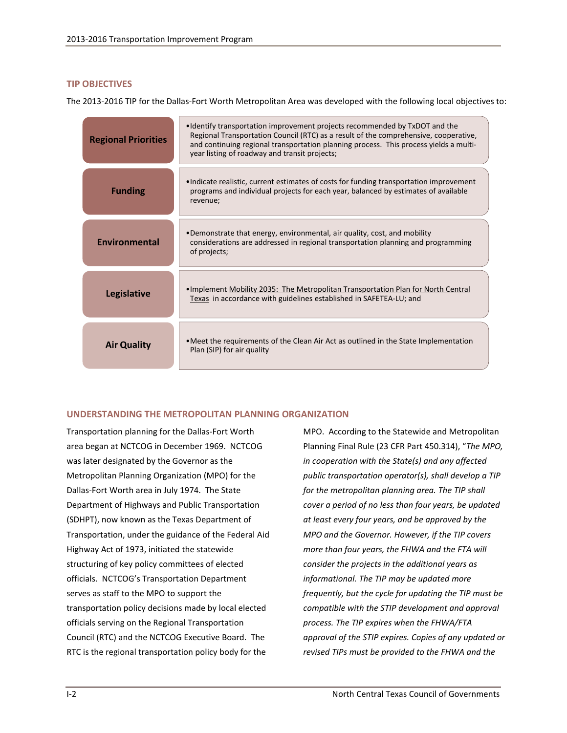## TIP OBJECTIVES

The 2013-2016 TIP for the Dallas-Fort Worth Metropolitan Area was developed with the following local objectives to:

| Objective | Description |
| --- | --- |
| **Regional Priorities** | Identify transportation improvement projects recommended by TxDOT and the Regional Transportation Council (RTC) as a result of the comprehensive, cooperative, and continuing regional transportation planning process. This process yields a multi-year listing of roadway and transit projects; |
| **Funding** | Indicate realistic, current estimates of costs for funding transportation improvement programs and individual projects for each year, balanced by estimates of available revenue; |
| **Environmental** | Demonstrate that energy, environmental, air quality, cost, and mobility considerations are addressed in regional transportation planning and programming of projects; |
| **Legislative** | Implement Mobility 2035: The Metropolitan Transportation Plan for North Central Texas in accordance with guidelines established in SAFETEA-LU; and |
| **Air Quality** | Meet the requirements of the Clean Air Act as outlined in the State Implementation Plan (SIP) for air quality |

## UNDERSTANDING THE METROPOLITAN PLANNING ORGANIZATION

Transportation planning for the Dallas-Fort Worth area began at NCTCOG in December 1969. NCTCOG was later designated by the Governor as the Metropolitan Planning Organization (MPO) for the Dallas-Fort Worth area in July 1974. The State Department of Highways and Public Transportation (SDHPT), now known as the Texas Department of Transportation, under the guidance of the Federal Aid Highway Act of 1973, initiated the statewide structuring of key policy committees of elected officials. NCTCOG's Transportation Department serves as staff to the MPO to support the transportation policy decisions made by local elected officials serving on the Regional Transportation Council (RTC) and the NCTCOG Executive Board. The RTC is the regional transportation policy body for the MPO. According to the Statewide and Metropolitan Planning Final Rule (23 CFR Part 450.314), "*The MPO, in cooperation with the State(s) and any affected public transportation operator(s), shall develop a TIP for the metropolitan planning area. The TIP shall cover a period of no less than four years, be updated at least every four years, and be approved by the MPO and the Governor. However, if the TIP covers more than four years, the FHWA and the FTA will consider the projects in the additional years as informational. The TIP may be updated more frequently, but the cycle for updating the TIP must be compatible with the STIP development and approval process. The TIP expires when the FHWA/FTA approval of the STIP expires. Copies of any updated or revised TIPs must be provided to the FHWA and the*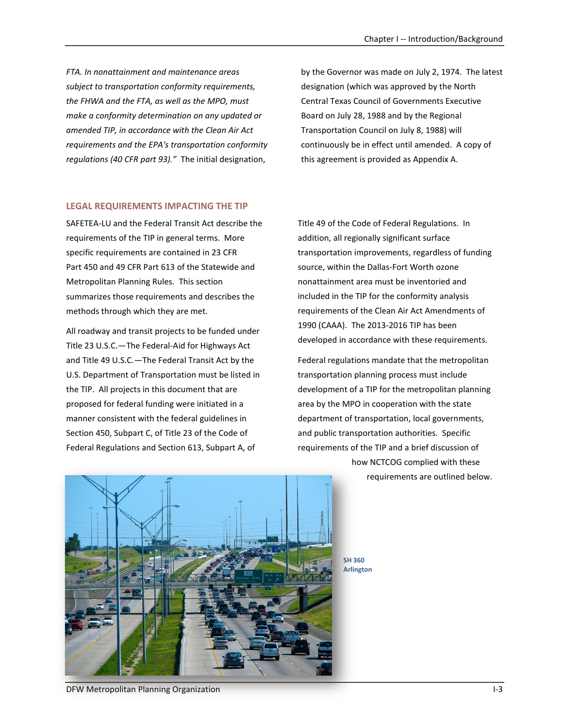*FTA. In nonattainment and maintenance areas subject to transportation conformity requirements, the FHWA and the FTA, as well as the MPO, must make a conformity determination on any updated or amended TIP, in accordance with the Clean Air Act requirements and the EPA's transportation conformity regulations (40 CFR part 93).”* The initial designation, by the Governor was made on July 2, 1974. The latest designation (which was approved by the North Central Texas Council of Governments Executive Board on July 28, 1988 and by the Regional Transportation Council on July 8, 1988) will continuously be in effect until amended. A copy of this agreement is provided as Appendix A.

## LEGAL REQUIREMENTS IMPACTING THE TIP

SAFETEA-LU and the Federal Transit Act describe the requirements of the TIP in general terms. More specific requirements are contained in 23 CFR Part 450 and 49 CFR Part 613 of the Statewide and Metropolitan Planning Rules. This section summarizes those requirements and describes the methods through which they are met.

All roadway and transit projects to be funded under Title 23 U.S.C.—The Federal-Aid for Highways Act and Title 49 U.S.C.—The Federal Transit Act by the U.S. Department of Transportation must be listed in the TIP. All projects in this document that are proposed for federal funding were initiated in a manner consistent with the federal guidelines in Section 450, Subpart C, of Title 23 of the Code of Federal Regulations and Section 613, Subpart A, of Title 49 of the Code of Federal Regulations. In addition, all regionally significant surface transportation improvements, regardless of funding source, within the Dallas-Fort Worth ozone nonattainment area must be inventoried and included in the TIP for the conformity analysis requirements of the Clean Air Act Amendments of 1990 (CAAA). The 2013-2016 TIP has been developed in accordance with these requirements.

Federal regulations mandate that the metropolitan transportation planning process must include development of a TIP for the metropolitan planning area by the MPO in cooperation with the state department of transportation, local governments, and public transportation authorities. Specific requirements of the TIP and a brief discussion of how NCTCOG complied with these requirements are outlined below.

SH 360 Arlington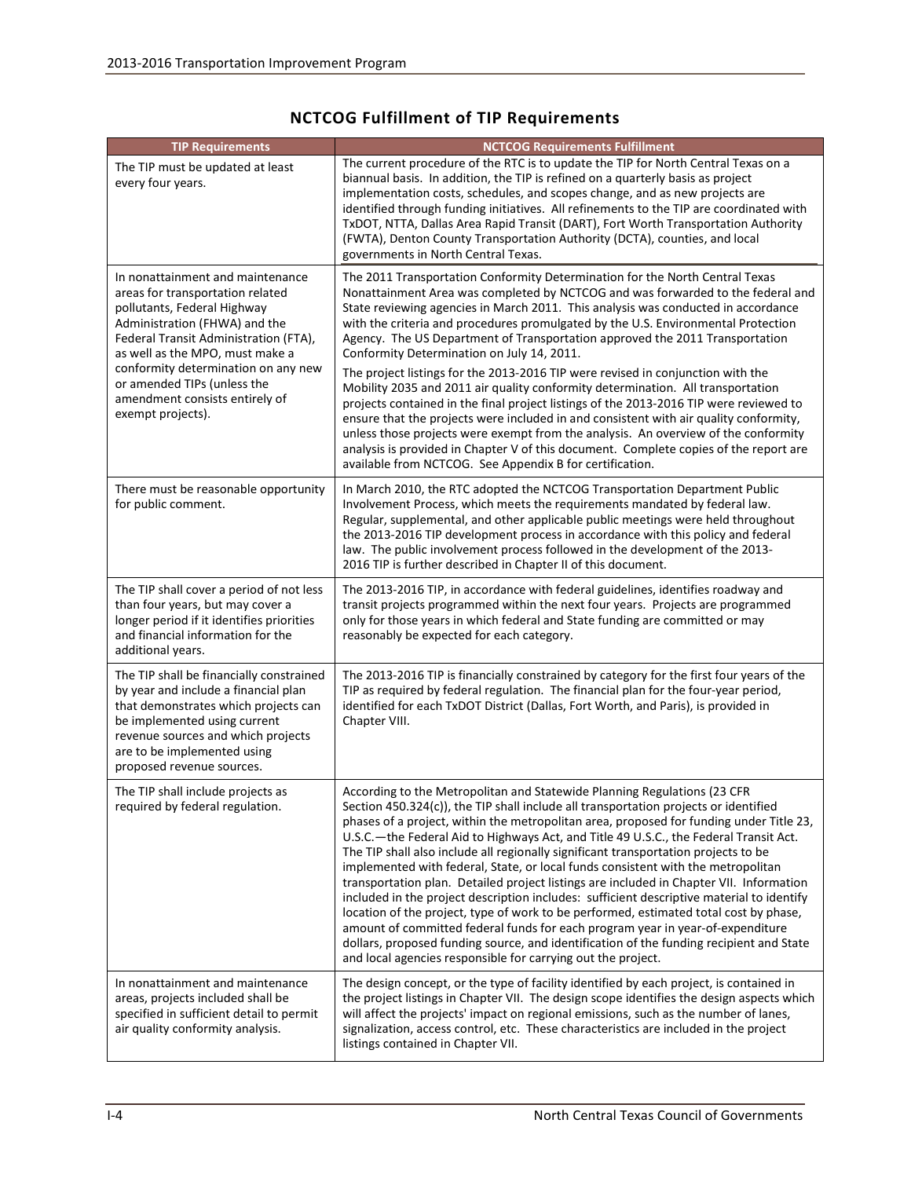## NCTCOG Fulfillment of TIP Requirements

| TIP Requirements | NCTCOG Requirements Fulfillment |
|---|---|
| The TIP must be updated at least every four years. | The current procedure of the RTC is to update the TIP for North Central Texas on a biannual basis. In addition, the TIP is refined on a quarterly basis as project implementation costs, schedules, and scopes change, and as new projects are identified through funding initiatives. All refinements to the TIP are coordinated with TxDOT, NTTA, Dallas Area Rapid Transit (DART), Fort Worth Transportation Authority (FWTA), Denton County Transportation Authority (DCTA), counties, and local governments in North Central Texas. |
| In nonattainment and maintenance areas for transportation related pollutants, Federal Highway Administration (FHWA) and the Federal Transit Administration (FTA), as well as the MPO, must make a conformity determination on any new or amended TIPs (unless the amendment consists entirely of exempt projects). | The 2011 Transportation Conformity Determination for the North Central Texas Nonattainment Area was completed by NCTCOG and was forwarded to the federal and State reviewing agencies in March 2011. This analysis was conducted in accordance with the criteria and procedures promulgated by the U.S. Environmental Protection Agency. The US Department of Transportation approved the 2011 Transportation Conformity Determination on July 14, 2011.<br><br>The project listings for the 2013-2016 TIP were revised in conjunction with the Mobility 2035 and 2011 air quality conformity determination. All transportation projects contained in the final project listings of the 2013-2016 TIP were reviewed to ensure that the projects were included in and consistent with air quality conformity, unless those projects were exempt from the analysis. An overview of the conformity analysis is provided in Chapter V of this document. Complete copies of the report are available from NCTCOG. See Appendix B for certification. |
| There must be reasonable opportunity for public comment. | In March 2010, the RTC adopted the NCTCOG Transportation Department Public Involvement Process, which meets the requirements mandated by federal law. Regular, supplemental, and other applicable public meetings were held throughout the 2013-2016 TIP development process in accordance with this policy and federal law. The public involvement process followed in the development of the 2013-2016 TIP is further described in Chapter II of this document. |
| The TIP shall cover a period of not less than four years, but may cover a longer period if it identifies priorities and financial information for the additional years. | The 2013-2016 TIP, in accordance with federal guidelines, identifies roadway and transit projects programmed within the next four years. Projects are programmed only for those years in which federal and State funding are committed or may reasonably be expected for each category. |
| The TIP shall be financially constrained by year and include a financial plan that demonstrates which projects can be implemented using current revenue sources and which projects are to be implemented using proposed revenue sources. | The 2013-2016 TIP is financially constrained by category for the first four years of the TIP as required by federal regulation. The financial plan for the four-year period, identified for each TxDOT District (Dallas, Fort Worth, and Paris), is provided in Chapter VIII. |
| The TIP shall include projects as required by federal regulation. | According to the Metropolitan and Statewide Planning Regulations (23 CFR Section 450.324(c)), the TIP shall include all transportation projects or identified phases of a project, within the metropolitan area, proposed for funding under Title 23, U.S.C.—the Federal Aid to Highways Act, and Title 49 U.S.C., the Federal Transit Act. The TIP shall also include all regionally significant transportation projects to be implemented with federal, State, or local funds consistent with the metropolitan transportation plan. Detailed project listings are included in Chapter VII. Information included in the project description includes: sufficient descriptive material to identify location of the project, type of work to be performed, estimated total cost by phase, amount of committed federal funds for each program year in year-of-expenditure dollars, proposed funding source, and identification of the funding recipient and State and local agencies responsible for carrying out the project. |
| In nonattainment and maintenance areas, projects included shall be specified in sufficient detail to permit air quality conformity analysis. | The design concept, or the type of facility identified by each project, is contained in the project listings in Chapter VII. The design scope identifies the design aspects which will affect the projects' impact on regional emissions, such as the number of lanes, signalization, access control, etc. These characteristics are included in the project listings contained in Chapter VII. |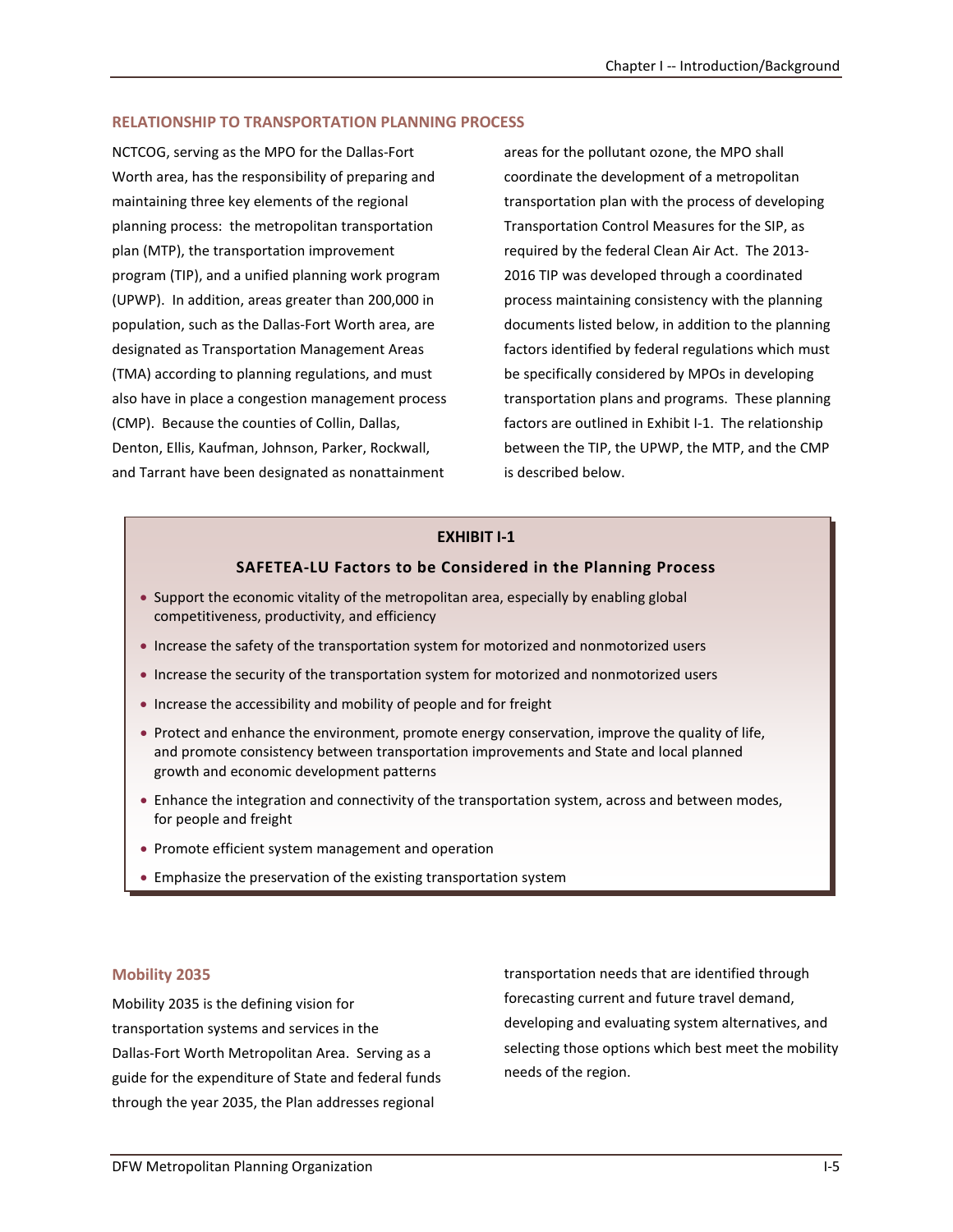## RELATIONSHIP TO TRANSPORTATION PLANNING PROCESS

NCTCOG, serving as the MPO for the Dallas-Fort Worth area, has the responsibility of preparing and maintaining three key elements of the regional planning process: the metropolitan transportation plan (MTP), the transportation improvement program (TIP), and a unified planning work program (UPWP). In addition, areas greater than 200,000 in population, such as the Dallas-Fort Worth area, are designated as Transportation Management Areas (TMA) according to planning regulations, and must also have in place a congestion management process (CMP). Because the counties of Collin, Dallas, Denton, Ellis, Kaufman, Johnson, Parker, Rockwall, and Tarrant have been designated as nonattainment areas for the pollutant ozone, the MPO shall coordinate the development of a metropolitan transportation plan with the process of developing Transportation Control Measures for the SIP, as required by the federal Clean Air Act. The 2013-2016 TIP was developed through a coordinated process maintaining consistency with the planning documents listed below, in addition to the planning factors identified by federal regulations which must be specifically considered by MPOs in developing transportation plans and programs. These planning factors are outlined in Exhibit I-1. The relationship between the TIP, the UPWP, the MTP, and the CMP is described below.

**EXHIBIT I-1**

**SAFETEA-LU Factors to be Considered in the Planning Process**

- Support the economic vitality of the metropolitan area, especially by enabling global competitiveness, productivity, and efficiency
- Increase the safety of the transportation system for motorized and nonmotorized users
- Increase the security of the transportation system for motorized and nonmotorized users
- Increase the accessibility and mobility of people and for freight
- Protect and enhance the environment, promote energy conservation, improve the quality of life, and promote consistency between transportation improvements and State and local planned growth and economic development patterns
- Enhance the integration and connectivity of the transportation system, across and between modes, for people and freight
- Promote efficient system management and operation
- Emphasize the preservation of the existing transportation system

### Mobility 2035

Mobility 2035 is the defining vision for transportation systems and services in the Dallas-Fort Worth Metropolitan Area. Serving as a guide for the expenditure of State and federal funds through the year 2035, the Plan addresses regional transportation needs that are identified through forecasting current and future travel demand, developing and evaluating system alternatives, and selecting those options which best meet the mobility needs of the region.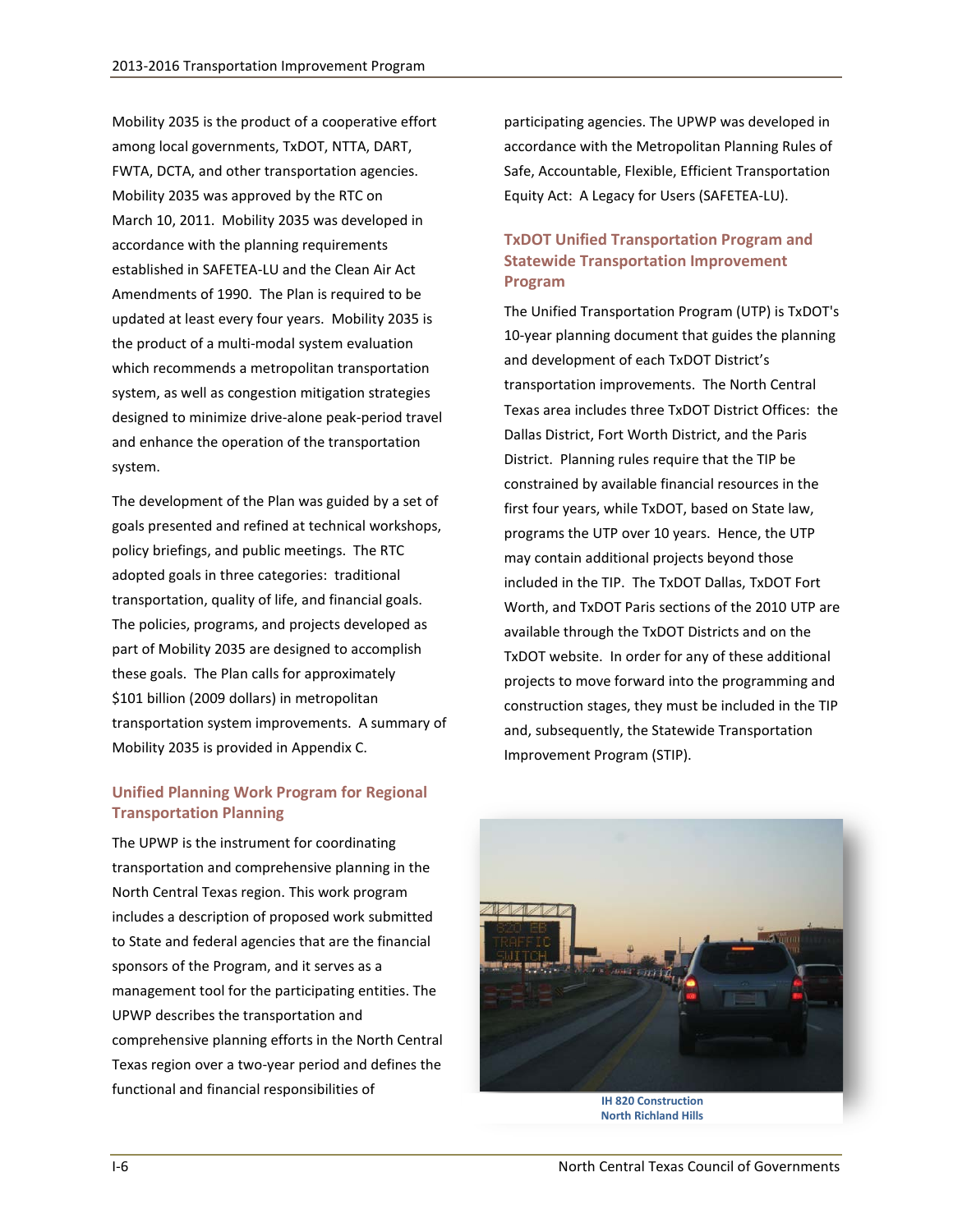Mobility 2035 is the product of a cooperative effort among local governments, TxDOT, NTTA, DART, FWTA, DCTA, and other transportation agencies. Mobility 2035 was approved by the RTC on March 10, 2011. Mobility 2035 was developed in accordance with the planning requirements established in SAFETEA-LU and the Clean Air Act Amendments of 1990. The Plan is required to be updated at least every four years. Mobility 2035 is the product of a multi-modal system evaluation which recommends a metropolitan transportation system, as well as congestion mitigation strategies designed to minimize drive-alone peak-period travel and enhance the operation of the transportation system.

The development of the Plan was guided by a set of goals presented and refined at technical workshops, policy briefings, and public meetings. The RTC adopted goals in three categories: traditional transportation, quality of life, and financial goals. The policies, programs, and projects developed as part of Mobility 2035 are designed to accomplish these goals. The Plan calls for approximately $101 billion (2009 dollars) in metropolitan transportation system improvements. A summary of Mobility 2035 is provided in Appendix C.

## Unified Planning Work Program for Regional Transportation Planning

The UPWP is the instrument for coordinating transportation and comprehensive planning in the North Central Texas region. This work program includes a description of proposed work submitted to State and federal agencies that are the financial sponsors of the Program, and it serves as a management tool for the participating entities. The UPWP describes the transportation and comprehensive planning efforts in the North Central Texas region over a two-year period and defines the functional and financial responsibilities of participating agencies. The UPWP was developed in accordance with the Metropolitan Planning Rules of Safe, Accountable, Flexible, Efficient Transportation Equity Act: A Legacy for Users (SAFETEA-LU).

## TxDOT Unified Transportation Program and Statewide Transportation Improvement Program

The Unified Transportation Program (UTP) is TxDOT's 10-year planning document that guides the planning and development of each TxDOT District's transportation improvements. The North Central Texas area includes three TxDOT District Offices: the Dallas District, Fort Worth District, and the Paris District. Planning rules require that the TIP be constrained by available financial resources in the first four years, while TxDOT, based on State law, programs the UTP over 10 years. Hence, the UTP may contain additional projects beyond those included in the TIP. The TxDOT Dallas, TxDOT Fort Worth, and TxDOT Paris sections of the 2010 UTP are available through the TxDOT Districts and on the TxDOT website. In order for any of these additional projects to move forward into the programming and construction stages, they must be included in the TIP and, subsequently, the Statewide Transportation Improvement Program (STIP).

**IH 820 Construction**
**North Richland Hills**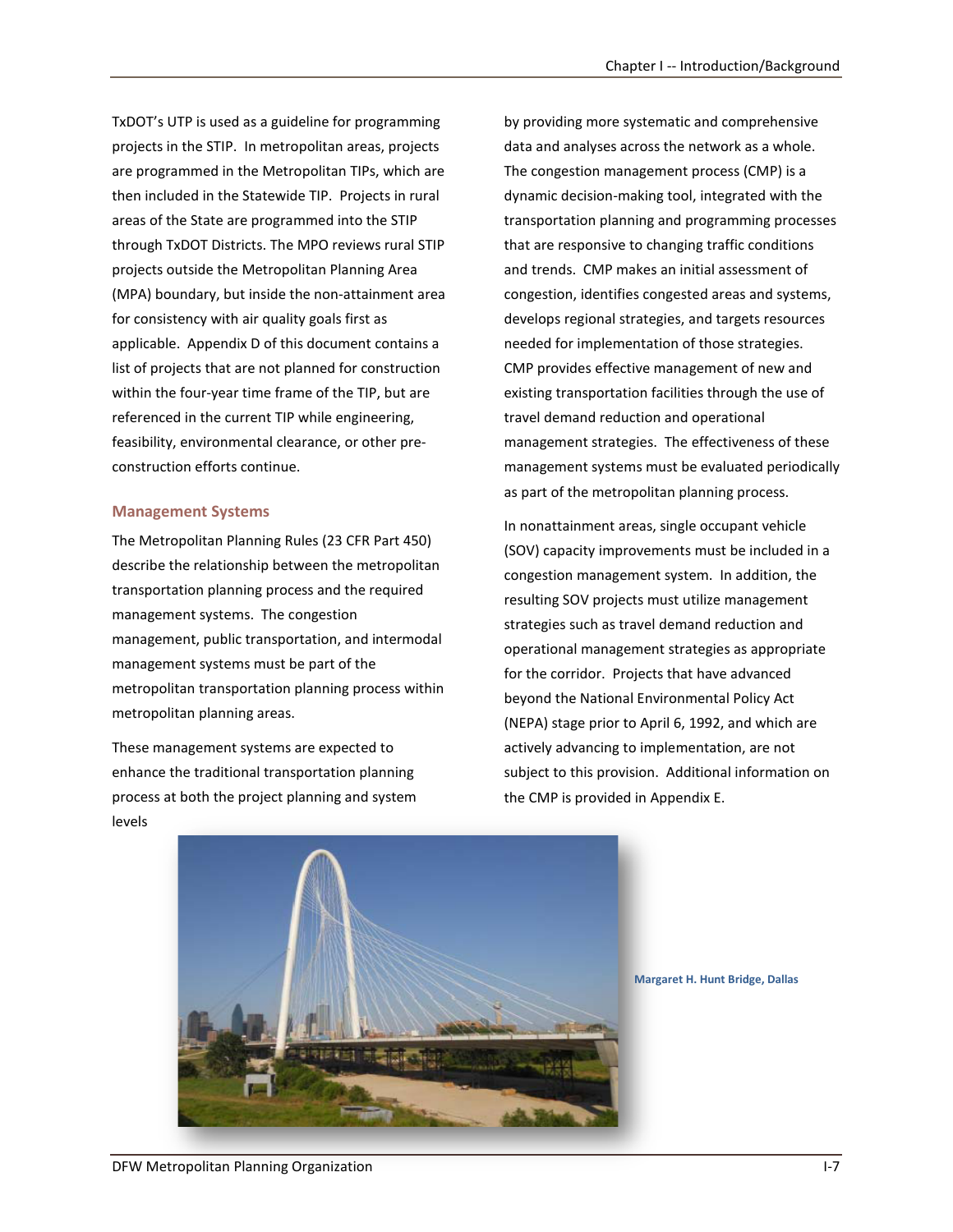TxDOT's UTP is used as a guideline for programming projects in the STIP. In metropolitan areas, projects are programmed in the Metropolitan TIPs, which are then included in the Statewide TIP. Projects in rural areas of the State are programmed into the STIP through TxDOT Districts. The MPO reviews rural STIP projects outside the Metropolitan Planning Area (MPA) boundary, but inside the non-attainment area for consistency with air quality goals first as applicable. Appendix D of this document contains a list of projects that are not planned for construction within the four-year time frame of the TIP, but are referenced in the current TIP while engineering, feasibility, environmental clearance, or other pre-construction efforts continue.

### Management Systems

The Metropolitan Planning Rules (23 CFR Part 450) describe the relationship between the metropolitan transportation planning process and the required management systems. The congestion management, public transportation, and intermodal management systems must be part of the metropolitan transportation planning process within metropolitan planning areas.

These management systems are expected to enhance the traditional transportation planning process at both the project planning and system levels by providing more systematic and comprehensive data and analyses across the network as a whole. The congestion management process (CMP) is a dynamic decision-making tool, integrated with the transportation planning and programming processes that are responsive to changing traffic conditions and trends. CMP makes an initial assessment of congestion, identifies congested areas and systems, develops regional strategies, and targets resources needed for implementation of those strategies. CMP provides effective management of new and existing transportation facilities through the use of travel demand reduction and operational management strategies. The effectiveness of these management systems must be evaluated periodically as part of the metropolitan planning process.

In nonattainment areas, single occupant vehicle (SOV) capacity improvements must be included in a congestion management system. In addition, the resulting SOV projects must utilize management strategies such as travel demand reduction and operational management strategies as appropriate for the corridor. Projects that have advanced beyond the National Environmental Policy Act (NEPA) stage prior to April 6, 1992, and which are actively advancing to implementation, are not subject to this provision. Additional information on the CMP is provided in Appendix E.

Margaret H. Hunt Bridge, Dallas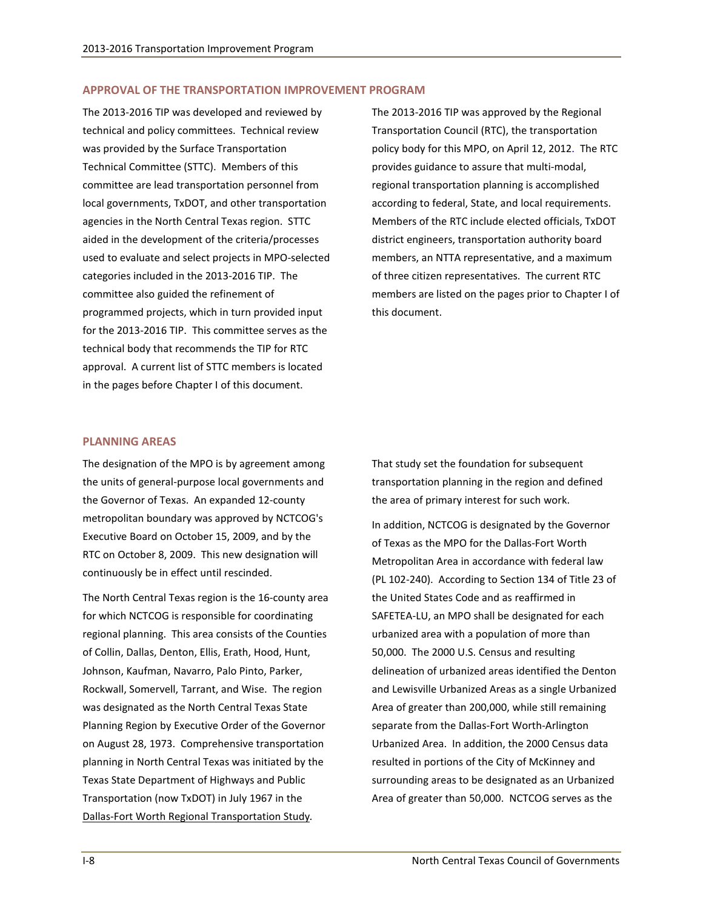## APPROVAL OF THE TRANSPORTATION IMPROVEMENT PROGRAM

The 2013-2016 TIP was developed and reviewed by technical and policy committees. Technical review was provided by the Surface Transportation Technical Committee (STTC). Members of this committee are lead transportation personnel from local governments, TxDOT, and other transportation agencies in the North Central Texas region. STTC aided in the development of the criteria/processes used to evaluate and select projects in MPO-selected categories included in the 2013-2016 TIP. The committee also guided the refinement of programmed projects, which in turn provided input for the 2013-2016 TIP. This committee serves as the technical body that recommends the TIP for RTC approval. A current list of STTC members is located in the pages before Chapter I of this document.

The 2013-2016 TIP was approved by the Regional Transportation Council (RTC), the transportation policy body for this MPO, on April 12, 2012. The RTC provides guidance to assure that multi-modal, regional transportation planning is accomplished according to federal, State, and local requirements. Members of the RTC include elected officials, TxDOT district engineers, transportation authority board members, an NTTA representative, and a maximum of three citizen representatives. The current RTC members are listed on the pages prior to Chapter I of this document.

## PLANNING AREAS

The designation of the MPO is by agreement among the units of general-purpose local governments and the Governor of Texas. An expanded 12-county metropolitan boundary was approved by NCTCOG's Executive Board on October 15, 2009, and by the RTC on October 8, 2009. This new designation will continuously be in effect until rescinded.

The North Central Texas region is the 16-county area for which NCTCOG is responsible for coordinating regional planning. This area consists of the Counties of Collin, Dallas, Denton, Ellis, Erath, Hood, Hunt, Johnson, Kaufman, Navarro, Palo Pinto, Parker, Rockwall, Somervell, Tarrant, and Wise. The region was designated as the North Central Texas State Planning Region by Executive Order of the Governor on August 28, 1973. Comprehensive transportation planning in North Central Texas was initiated by the Texas State Department of Highways and Public Transportation (now TxDOT) in July 1967 in the Dallas-Fort Worth Regional Transportation Study. That study set the foundation for subsequent transportation planning in the region and defined the area of primary interest for such work.

In addition, NCTCOG is designated by the Governor of Texas as the MPO for the Dallas-Fort Worth Metropolitan Area in accordance with federal law (PL 102-240). According to Section 134 of Title 23 of the United States Code and as reaffirmed in SAFETEA-LU, an MPO shall be designated for each urbanized area with a population of more than 50,000. The 2000 U.S. Census and resulting delineation of urbanized areas identified the Denton and Lewisville Urbanized Areas as a single Urbanized Area of greater than 200,000, while still remaining separate from the Dallas-Fort Worth-Arlington Urbanized Area. In addition, the 2000 Census data resulted in portions of the City of McKinney and surrounding areas to be designated as an Urbanized Area of greater than 50,000. NCTCOG serves as the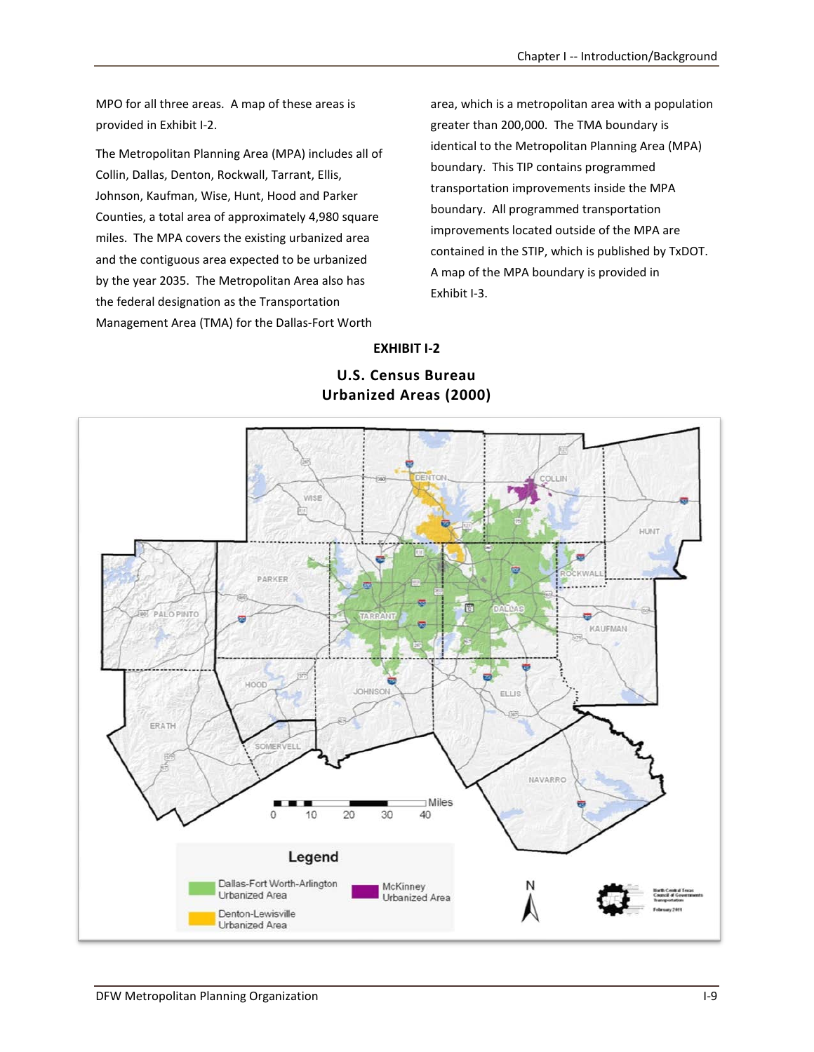MPO for all three areas. A map of these areas is provided in Exhibit I-2.

The Metropolitan Planning Area (MPA) includes all of Collin, Dallas, Denton, Rockwall, Tarrant, Ellis, Johnson, Kaufman, Wise, Hunt, Hood and Parker Counties, a total area of approximately 4,980 square miles. The MPA covers the existing urbanized area and the contiguous area expected to be urbanized by the year 2035. The Metropolitan Area also has the federal designation as the Transportation Management Area (TMA) for the Dallas-Fort Worth area, which is a metropolitan area with a population greater than 200,000. The TMA boundary is identical to the Metropolitan Planning Area (MPA) boundary. This TIP contains programmed transportation improvements inside the MPA boundary. All programmed transportation improvements located outside of the MPA are contained in the STIP, which is published by TxDOT. A map of the MPA boundary is provided in Exhibit I-3.

**EXHIBIT I-2**

**U.S. Census Bureau**
**Urbanized Areas (2000)**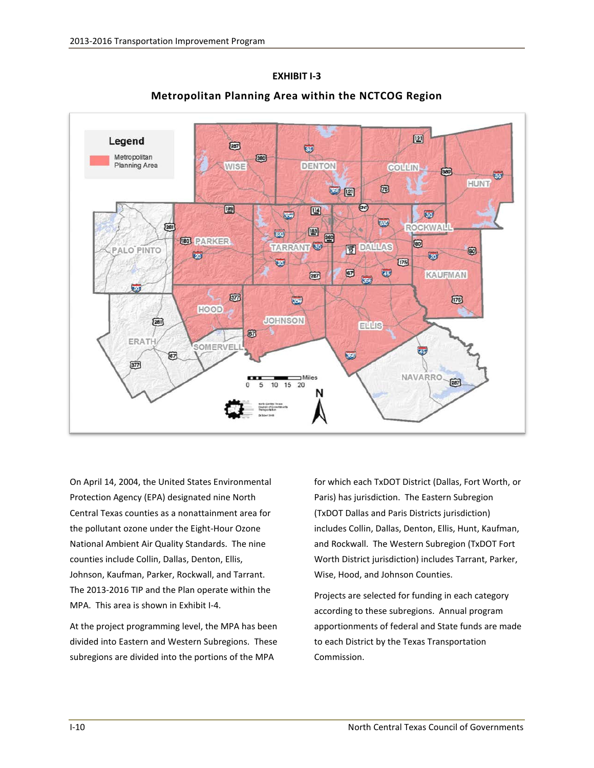**EXHIBIT I-3**

**Metropolitan Planning Area within the NCTCOG Region**

On April 14, 2004, the United States Environmental Protection Agency (EPA) designated nine North Central Texas counties as a nonattainment area for the pollutant ozone under the Eight-Hour Ozone National Ambient Air Quality Standards. The nine counties include Collin, Dallas, Denton, Ellis, Johnson, Kaufman, Parker, Rockwall, and Tarrant. The 2013-2016 TIP and the Plan operate within the MPA. This area is shown in Exhibit I-4.

At the project programming level, the MPA has been divided into Eastern and Western Subregions. These subregions are divided into the portions of the MPA for which each TxDOT District (Dallas, Fort Worth, or Paris) has jurisdiction. The Eastern Subregion (TxDOT Dallas and Paris Districts jurisdiction) includes Collin, Dallas, Denton, Ellis, Hunt, Kaufman, and Rockwall. The Western Subregion (TxDOT Fort Worth District jurisdiction) includes Tarrant, Parker, Wise, Hood, and Johnson Counties.

Projects are selected for funding in each category according to these subregions. Annual program apportionments of federal and State funds are made to each District by the Texas Transportation Commission.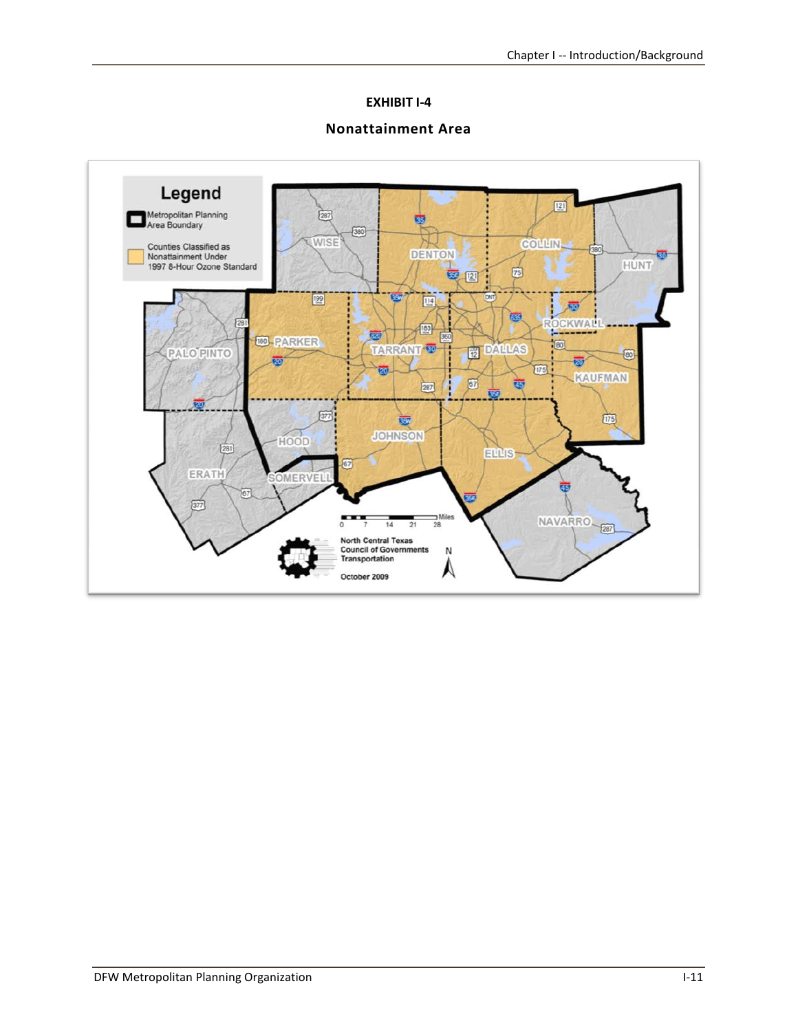**EXHIBIT I-4**

**Nonattainment Area**

Legend

Metropolitan Planning Area Boundary

Counties Classified as Nonattainment Under 1997 8-Hour Ozone Standard

WISE

DENTON

COLLIN

HUNT

PARKER

TARRANT

DALLAS

ROCKWALL

KAUFMAN

PALO PINTO

HOOD

JOHNSON

ELLIS

ERATH

SOMERVELL

NAVARRO

0 7 14 21 28 Miles

North Central Texas Council of Governments Transportation

October 2009

N